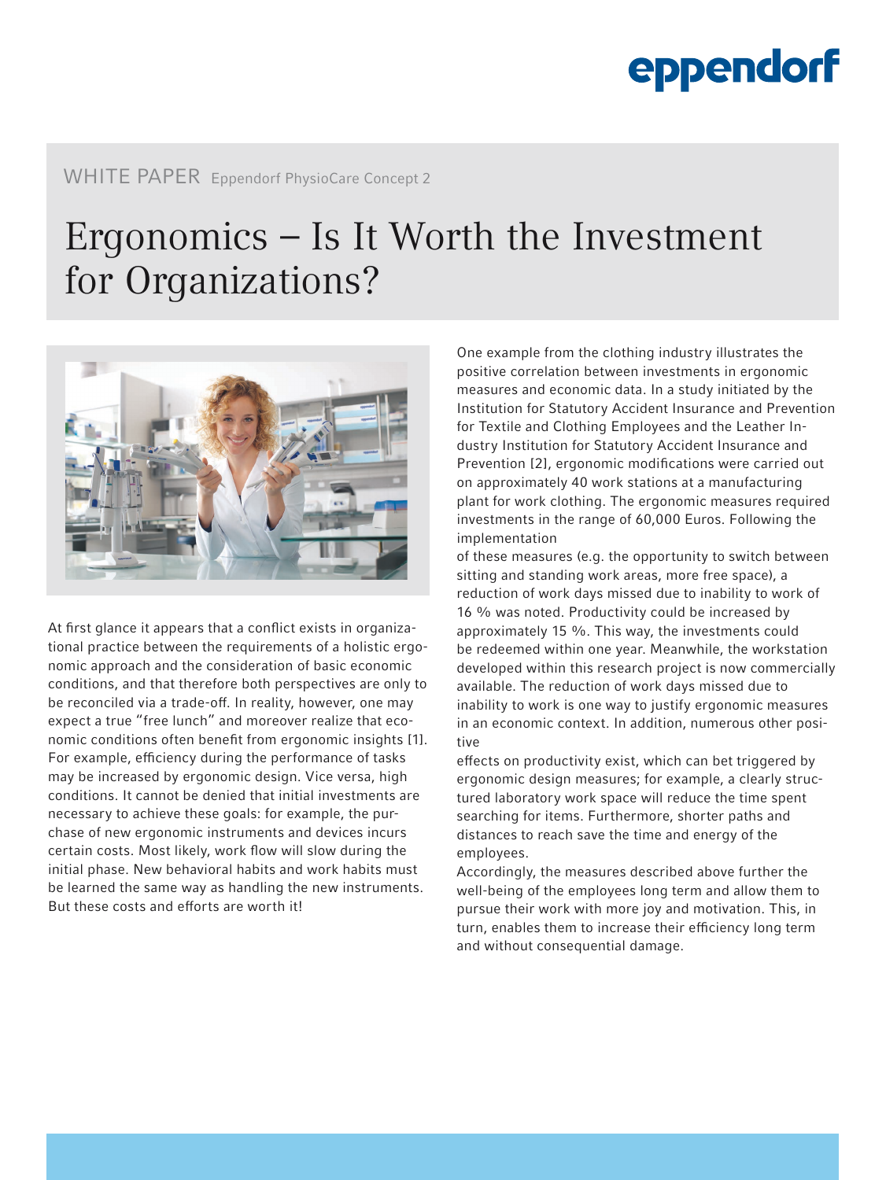eppendorf

WHITE PAPER Eppendorf PhysioCare Concept 2

# Ergonomics – Is It Worth the Investment for Organizations?

At first glance it appears that a conflict exists in organizational practice between the requirements of a holistic ergonomic approach and the consideration of basic economic conditions, and that therefore both perspectives are only to be reconciled via a trade-off. In reality, however, one may expect a true "free lunch" and moreover realize that economic conditions often benefit from ergonomic insights [1]. For example, efficiency during the performance of tasks may be increased by ergonomic design. Vice versa, high conditions. It cannot be denied that initial investments are necessary to achieve these goals: for example, the purchase of new ergonomic instruments and devices incurs certain costs. Most likely, work flow will slow during the initial phase. New behavioral habits and work habits must be learned the same way as handling the new instruments. But these costs and efforts are worth it!

One example from the clothing industry illustrates the positive correlation between investments in ergonomic measures and economic data. In a study initiated by the Institution for Statutory Accident Insurance and Prevention for Textile and Clothing Employees and the Leather Industry Institution for Statutory Accident Insurance and Prevention [2], ergonomic modifications were carried out on approximately 40 work stations at a manufacturing plant for work clothing. The ergonomic measures required investments in the range of 60,000 Euros. Following the implementation of these measures (e.g. the opportunity to switch between sitting and standing work areas, more free space), a reduction of work days missed due to inability to work of 16 % was noted. Productivity could be increased by approximately 15 %. This way, the investments could be redeemed within one year. Meanwhile, the workstation developed within this research project is now commercially available. The reduction of work days missed due to inability to work is one way to justify ergonomic measures in an economic context. In addition, numerous other positive effects on productivity exist, which can bet triggered by ergonomic design measures; for example, a clearly structured laboratory work space will reduce the time spent searching for items. Furthermore, shorter paths and distances to reach save the time and energy of the employees.

Accordingly, the measures described above further the well-being of the employees long term and allow them to pursue their work with more joy and motivation. This, in turn, enables them to increase their efficiency long term and without consequential damage.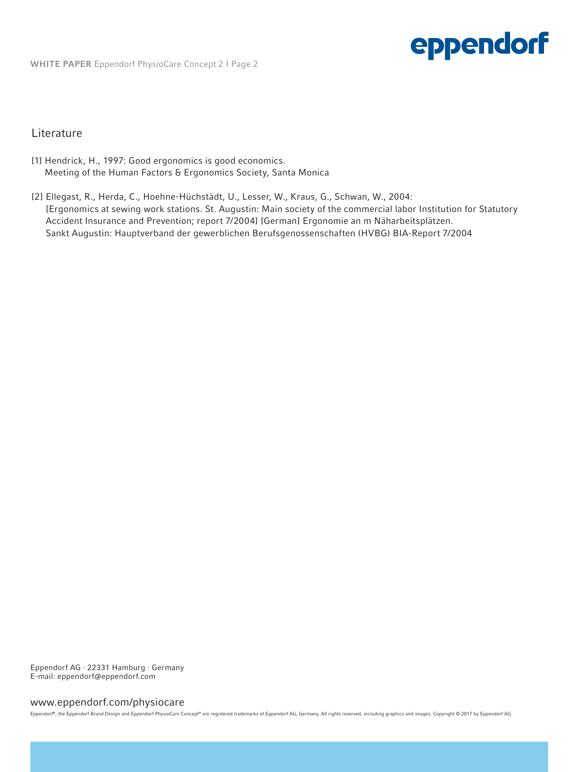## Literature

[1] Hendrick, H., 1997: Good ergonomics is good economics. Meeting of the Human Factors & Ergonomics Society, Santa Monica

[2] Ellegast, R., Herda, C., Hoehne-Hüchstädt, U., Lesser, W., Kraus, G., Schwan, W., 2004: [Ergonomics at sewing work stations. St. Augustin: Main society of the commercial labor Institution for Statutory Accident Insurance and Prevention; report 7/2004] [German] Ergonomie an m Näharbeitsplätzen. Sankt Augustin: Hauptverband der gewerblichen Berufsgenossenschaften (HVBG) BIA-Report 7/2004

Eppendorf AG · 22331 Hamburg · Germany
E-mail: eppendorf@eppendorf.com

www.eppendorf.com/physiocare

Eppendorf®, the Eppendorf Brand Design and Eppendorf PhysioCare Concept® are registered trademarks of Eppendorf AG, Germany. All rights reserved, including graphics and images. Copyright © 2017 by Eppendorf AG.